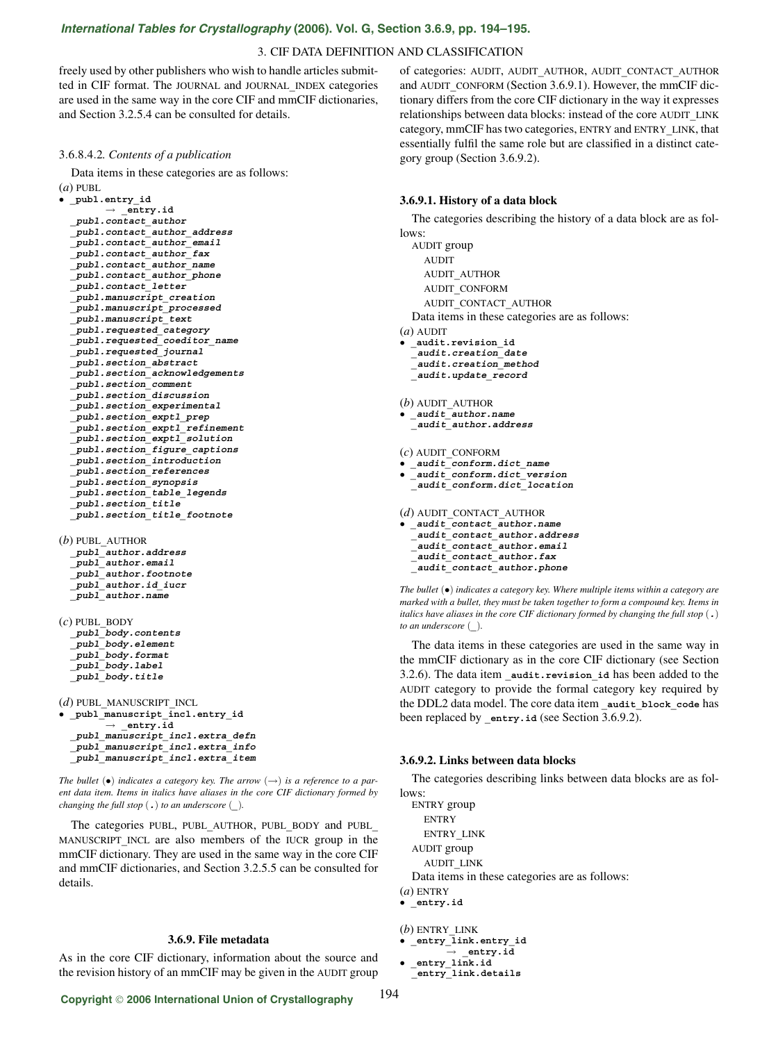freely used by other publishers who wish to handle articles submitted in CIF format. The JOURNAL and JOURNAL_INDEX categories are used in the same way in the core CIF and mmCIF dictionaries, and Section 3.2.5.4 can be consulted for details.

#### 3.6.8.4.2. *Contents of a publication*

Data items in these categories are as follows:

(*a*) PUBL

- **_publ.entry_id**
  → **_entry.id**
  ***_publ.contact_author***
  ***_publ.contact_author_address***
  ***_publ.contact_author_email***
  ***_publ.contact_author_fax***
  ***_publ.contact_author_name***
  ***_publ.contact_author_phone***
  ***_publ.contact_letter***
  ***_publ.manuscript_creation***
  ***_publ.manuscript_processed***
  ***_publ.manuscript_text***
  ***_publ.requested_category***
  ***_publ.requested_coeditor_name***
  ***_publ.requested_journal***
  ***_publ.section_abstract***
  ***_publ.section_acknowledgements***
  ***_publ.section_comment***
  ***_publ.section_discussion***
  ***_publ.section_experimental***
  ***_publ.section_exptl_prep***
  ***_publ.section_exptl_refinement***
  ***_publ.section_exptl_solution***
  ***_publ.section_figure_captions***
  ***_publ.section_introduction***
  ***_publ.section_references***
  ***_publ.section_synopsis***
  ***_publ.section_table_legends***
  ***_publ.section_title***
  ***_publ.section_title_footnote***

(*b*) PUBL_AUTHOR

***_publ_author.address***
***_publ_author.email***
***_publ_author.footnote***
***_publ_author.id_iucr***
***_publ_author.name***

(*c*) PUBL_BODY

***_publ_body.contents***
***_publ_body.element***
***_publ_body.format***
***_publ_body.label***
***_publ_body.title***

(*d*) PUBL_MANUSCRIPT_INCL

- ***_publ_manuscript_incl.entry_id***
  → **_entry.id**
  ***_publ_manuscript_incl.extra_defn***
  ***_publ_manuscript_incl.extra_info***
  ***_publ_manuscript_incl.extra_item***

*The bullet (•) indicates a category key. The arrow (→) is a reference to a parent data item. Items in italics have aliases in the core CIF dictionary formed by changing the full stop (.) to an underscore (_).*

The categories PUBL, PUBL_AUTHOR, PUBL_BODY and PUBL_MANUSCRIPT_INCL are also members of the IUCR group in the mmCIF dictionary. They are used in the same way in the core CIF and mmCIF dictionaries, and Section 3.2.5.5 can be consulted for details.

### 3.6.9. File metadata

As in the core CIF dictionary, information about the source and the revision history of an mmCIF may be given in the AUDIT group of categories: AUDIT, AUDIT_AUTHOR, AUDIT_CONTACT_AUTHOR and AUDIT_CONFORM (Section 3.6.9.1). However, the mmCIF dictionary differs from the core CIF dictionary in the way it expresses relationships between data blocks: instead of the core AUDIT_LINK category, mmCIF has two categories, ENTRY and ENTRY_LINK, that essentially fulfil the same role but are classified in a distinct category group (Section 3.6.9.2).

#### 3.6.9.1. History of a data block

The categories describing the history of a data block are as follows:

AUDIT group
- AUDIT
- AUDIT_AUTHOR
- AUDIT_CONFORM
- AUDIT_CONTACT_AUTHOR

Data items in these categories are as follows:

(*a*) AUDIT

- **_audit.revision_id**
  ***_audit.creation_date***
  ***_audit.creation_method***
  ***_audit.update_record***

(*b*) AUDIT_AUTHOR

- ***_audit_author.name***
  ***_audit_author.address***

(*c*) AUDIT_CONFORM

- ***_audit_conform.dict_name***
- ***_audit_conform.dict_version***
  ***_audit_conform.dict_location***

(*d*) AUDIT_CONTACT_AUTHOR

- ***_audit_contact_author.name***
  ***_audit_contact_author.address***
  ***_audit_contact_author.email***
  ***_audit_contact_author.fax***
  ***_audit_contact_author.phone***

*The bullet (•) indicates a category key. Where multiple items within a category are marked with a bullet, they must be taken together to form a compound key. Items in italics have aliases in the core CIF dictionary formed by changing the full stop (.) to an underscore (_).*

The data items in these categories are used in the same way in the mmCIF dictionary as in the core CIF dictionary (see Section 3.2.6). The data item **_audit.revision_id** has been added to the AUDIT category to provide the formal category key required by the DDL2 data model. The core data item **_audit_block_code** has been replaced by **_entry.id** (see Section 3.6.9.2).

#### 3.6.9.2. Links between data blocks

The categories describing links between data blocks are as follows:

ENTRY group
- ENTRY
- ENTRY_LINK

AUDIT group
- AUDIT_LINK

Data items in these categories are as follows:

(*a*) ENTRY

- **_entry.id**

(*b*) ENTRY_LINK

- **_entry_link.entry_id**
  → **_entry.id**
- **_entry_link.id**
  **_entry_link.details**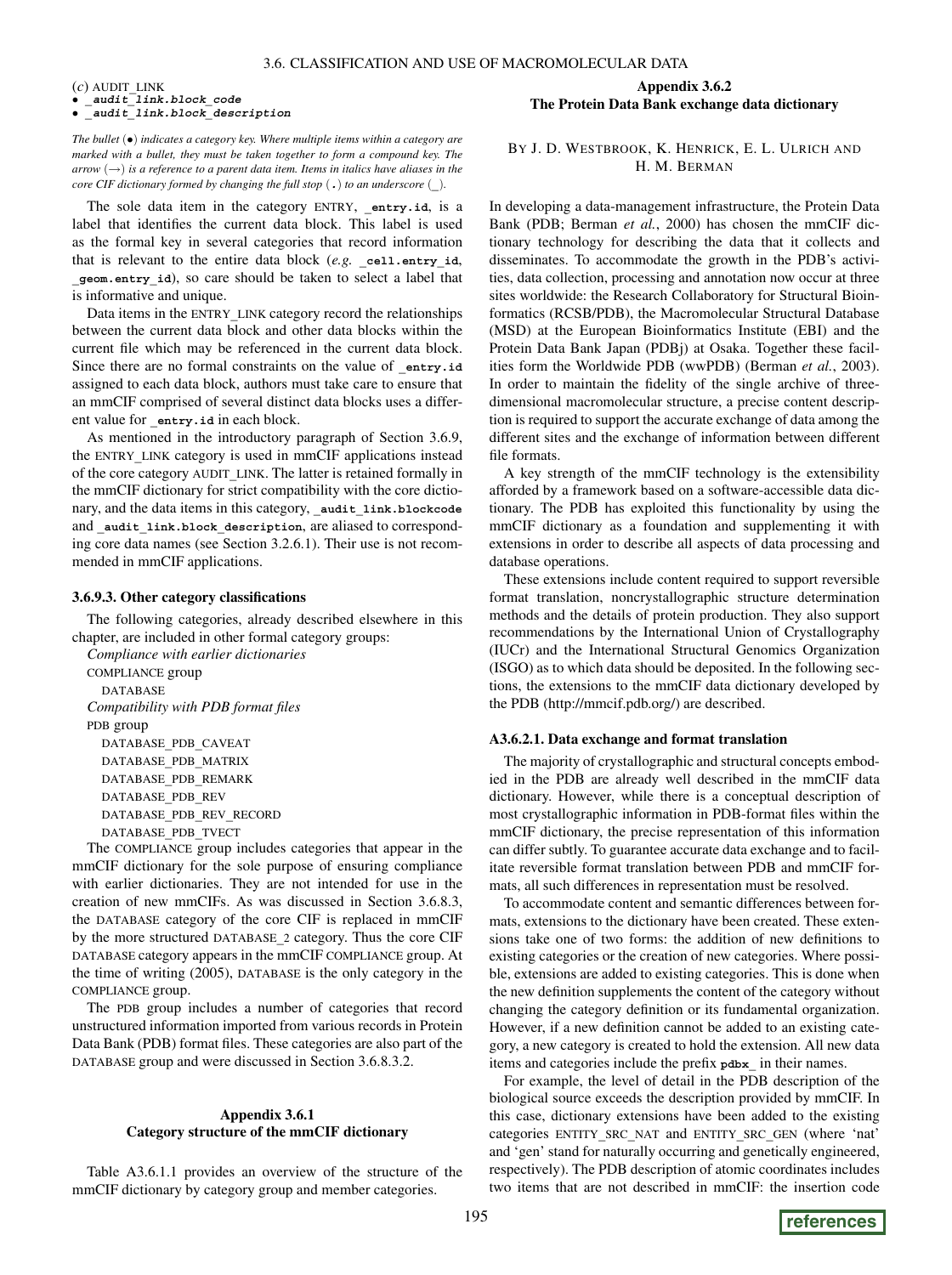(*c*) AUDIT_LINK
- *_audit_link.block_code*
- *_audit_link.block_description*

*The bullet (•) indicates a category key. Where multiple items within a category are marked with a bullet, they must be taken together to form a compound key. The arrow (→) is a reference to a parent data item. Items in italics have aliases in the core CIF dictionary formed by changing the full stop (.) to an underscore (_).*

The sole data item in the category ENTRY, **_entry.id**, is a label that identifies the current data block. This label is used as the formal key in several categories that record information that is relevant to the entire data block (*e.g.* **_cell.entry_id**, **_geom.entry_id**), so care should be taken to select a label that is informative and unique.

Data items in the ENTRY_LINK category record the relationships between the current data block and other data blocks within the current file which may be referenced in the current data block. Since there are no formal constraints on the value of **_entry.id** assigned to each data block, authors must take care to ensure that an mmCIF comprised of several distinct data blocks uses a different value for **_entry.id** in each block.

As mentioned in the introductory paragraph of Section 3.6.9, the ENTRY_LINK category is used in mmCIF applications instead of the core category AUDIT_LINK. The latter is retained formally in the mmCIF dictionary for strict compatibility with the core dictionary, and the data items in this category, **_audit_link.blockcode** and **_audit_link.block_description**, are aliased to corresponding core data names (see Section 3.2.6.1). Their use is not recommended in mmCIF applications.

### 3.6.9.3. Other category classifications

The following categories, already described elsewhere in this chapter, are included in other formal category groups:

*Compliance with earlier dictionaries*
COMPLIANCE group
DATABASE

*Compatibility with PDB format files*
PDB group
DATABASE_PDB_CAVEAT
DATABASE_PDB_MATRIX
DATABASE_PDB_REMARK
DATABASE_PDB_REV
DATABASE_PDB_REV_RECORD
DATABASE_PDB_TVECT

The COMPLIANCE group includes categories that appear in the mmCIF dictionary for the sole purpose of ensuring compliance with earlier dictionaries. They are not intended for use in the creation of new mmCIFs. As was discussed in Section 3.6.8.3, the DATABASE category of the core CIF is replaced in mmCIF by the more structured DATABASE_2 category. Thus the core CIF DATABASE category appears in the mmCIF COMPLIANCE group. At the time of writing (2005), DATABASE is the only category in the COMPLIANCE group.

The PDB group includes a number of categories that record unstructured information imported from various records in Protein Data Bank (PDB) format files. These categories are also part of the DATABASE group and were discussed in Section 3.6.8.3.2.

## Appendix 3.6.1
## Category structure of the mmCIF dictionary

Table A3.6.1.1 provides an overview of the structure of the mmCIF dictionary by category group and member categories.

## Appendix 3.6.2
## The Protein Data Bank exchange data dictionary

By J. D. Westbrook, K. Henrick, E. L. Ulrich and H. M. Berman

In developing a data-management infrastructure, the Protein Data Bank (PDB; Berman *et al.*, 2000) has chosen the mmCIF dictionary technology for describing the data that it collects and disseminates. To accommodate the growth in the PDB's activities, data collection, processing and annotation now occur at three sites worldwide: the Research Collaboratory for Structural Bioinformatics (RCSB/PDB), the Macromolecular Structural Database (MSD) at the European Bioinformatics Institute (EBI) and the Protein Data Bank Japan (PDBj) at Osaka. Together these facilities form the Worldwide PDB (wwPDB) (Berman *et al.*, 2003). In order to maintain the fidelity of the single archive of three-dimensional macromolecular structure, a precise content description is required to support the accurate exchange of data among the different sites and the exchange of information between different file formats.

A key strength of the mmCIF technology is the extensibility afforded by a framework based on a software-accessible data dictionary. The PDB has exploited this functionality by using the mmCIF dictionary as a foundation and supplementing it with extensions in order to describe all aspects of data processing and database operations.

These extensions include content required to support reversible format translation, noncrystallographic structure determination methods and the details of protein production. They also support recommendations by the International Union of Crystallography (IUCr) and the International Structural Genomics Organization (ISGO) as to which data should be deposited. In the following sections, the extensions to the mmCIF data dictionary developed by the PDB (http://mmcif.pdb.org/) are described.

### A3.6.2.1. Data exchange and format translation

The majority of crystallographic and structural concepts embodied in the PDB are already well described in the mmCIF data dictionary. However, while there is a conceptual description of most crystallographic information in PDB-format files within the mmCIF dictionary, the precise representation of this information can differ subtly. To guarantee accurate data exchange and to facilitate reversible format translation between PDB and mmCIF formats, all such differences in representation must be resolved.

To accommodate content and semantic differences between formats, extensions to the dictionary have been created. These extensions take one of two forms: the addition of new definitions to existing categories or the creation of new categories. Where possible, extensions are added to existing categories. This is done when the new definition supplements the content of the category without changing the category definition or its fundamental organization. However, if a new definition cannot be added to an existing category, a new category is created to hold the extension. All new data items and categories include the prefix **pdbx_** in their names.

For example, the level of detail in the PDB description of the biological source exceeds the description provided by mmCIF. In this case, dictionary extensions have been added to the existing categories ENTITY_SRC_NAT and ENTITY_SRC_GEN (where 'nat' and 'gen' stand for naturally occurring and genetically engineered, respectively). The PDB description of atomic coordinates includes two items that are not described in mmCIF: the insertion code